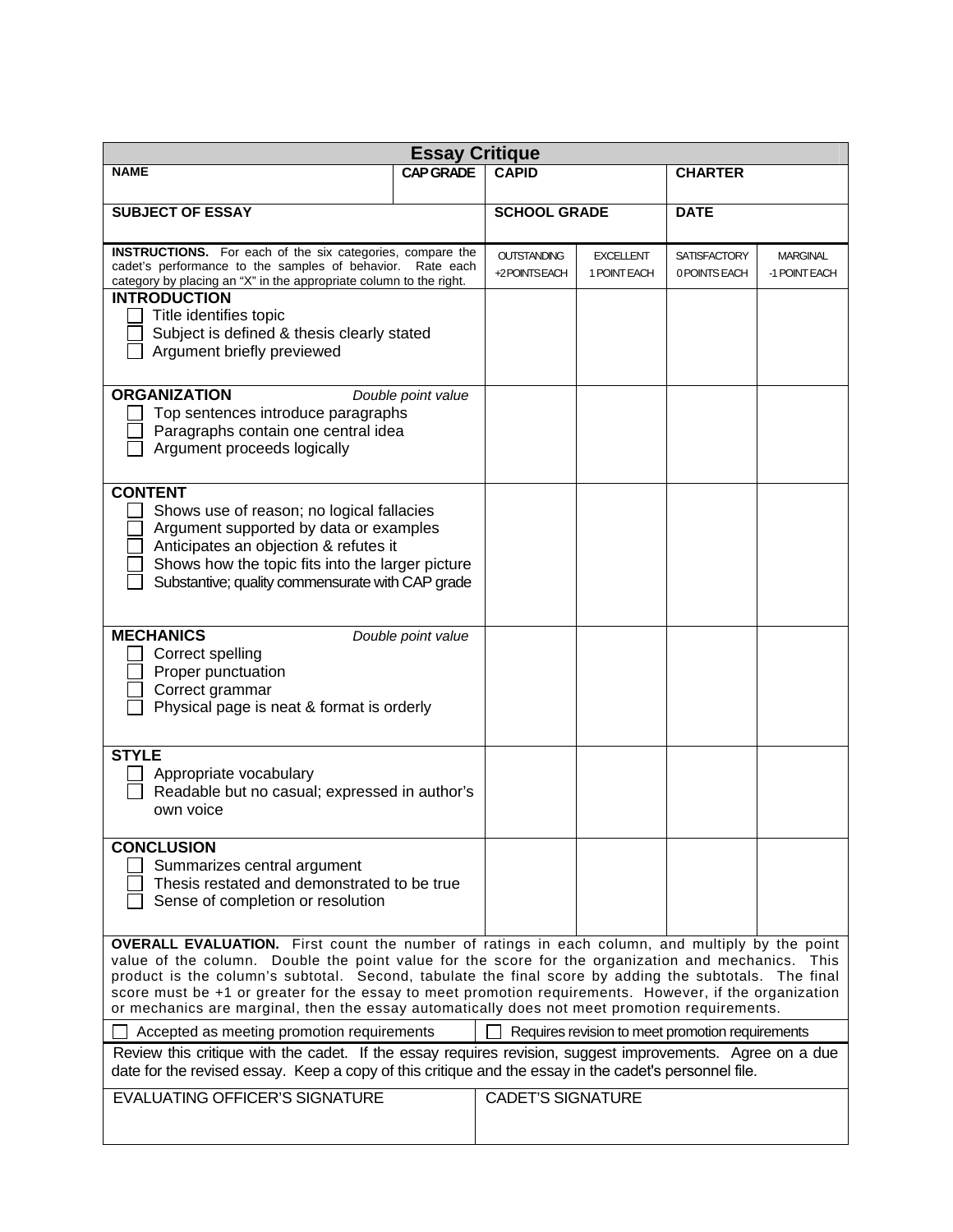# Essay Critique

| NAME | CAP GRADE | CAPID | | CHARTER | |
|---|---|---|---|---|---|
| **SUBJECT OF ESSAY** | | **SCHOOL GRADE** | | **DATE** | |

| **INSTRUCTIONS.** For each of the six categories, compare the cadet's performance to the samples of behavior. Rate each category by placing an "X" in the appropriate column to the right. | OUTSTANDING +2 POINTS EACH | EXCELLENT 1 POINT EACH | SATISFACTORY 0 POINTS EACH | MARGINAL -1 POINT EACH |
|---|---|---|---|---|
| **INTRODUCTION**<br>☐ Title identifies topic<br>☐ Subject is defined & thesis clearly stated<br>☐ Argument briefly previewed | | | | |
| **ORGANIZATION** *Double point value*<br>☐ Top sentences introduce paragraphs<br>☐ Paragraphs contain one central idea<br>☐ Argument proceeds logically | | | | |
| **CONTENT**<br>☐ Shows use of reason; no logical fallacies<br>☐ Argument supported by data or examples<br>☐ Anticipates an objection & refutes it<br>☐ Shows how the topic fits into the larger picture<br>☐ Substantive; quality commensurate with CAP grade | | | | |
| **MECHANICS** *Double point value*<br>☐ Correct spelling<br>☐ Proper punctuation<br>☐ Correct grammar<br>☐ Physical page is neat & format is orderly | | | | |
| **STYLE**<br>☐ Appropriate vocabulary<br>☐ Readable but no casual; expressed in author's own voice | | | | |
| **CONCLUSION**<br>☐ Summarizes central argument<br>☐ Thesis restated and demonstrated to be true<br>☐ Sense of completion or resolution | | | | |

**OVERALL EVALUATION.** First count the number of ratings in each column, and multiply by the point value of the column. Double the point value for the score for the organization and mechanics. This product is the column's subtotal. Second, tabulate the final score by adding the subtotals. The final score must be +1 or greater for the essay to meet promotion requirements. However, if the organization or mechanics are marginal, then the essay automatically does not meet promotion requirements.

☐ Accepted as meeting promotion requirements ☐ Requires revision to meet promotion requirements

Review this critique with the cadet. If the essay requires revision, suggest improvements. Agree on a due date for the revised essay. Keep a copy of this critique and the essay in the cadet's personnel file.

| EVALUATING OFFICER'S SIGNATURE | CADET'S SIGNATURE |
|---|---|
| | |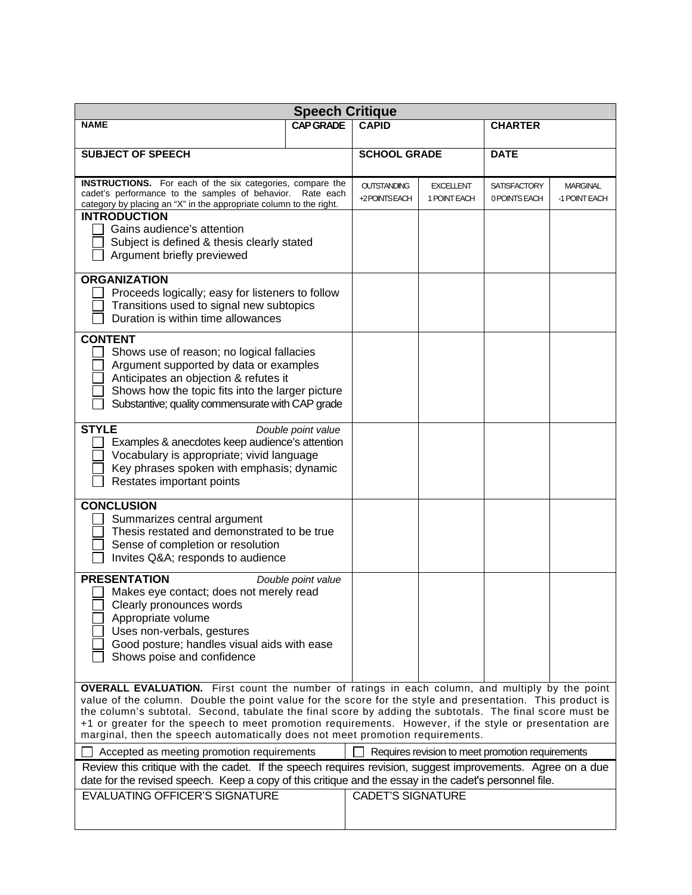# Speech Critique

| NAME | CAP GRADE | CAPID | CHARTER |
|---|---|---|---|
| | | | |

| SUBJECT OF SPEECH | SCHOOL GRADE | DATE |
|---|---|---|
| | | |

| **INSTRUCTIONS.** For each of the six categories, compare the cadet's performance to the samples of behavior. Rate each category by placing an "X" in the appropriate column to the right. | OUTSTANDING +2 POINTS EACH | EXCELLENT 1 POINT EACH | SATISFACTORY 0 POINTS EACH | MARGINAL -1 POINT EACH |
|---|---|---|---|---|
| **INTRODUCTION**<br>☐ Gains audience's attention<br>☐ Subject is defined & thesis clearly stated<br>☐ Argument briefly previewed | | | | |
| **ORGANIZATION**<br>☐ Proceeds logically; easy for listeners to follow<br>☐ Transitions used to signal new subtopics<br>☐ Duration is within time allowances | | | | |
| **CONTENT**<br>☐ Shows use of reason; no logical fallacies<br>☐ Argument supported by data or examples<br>☐ Anticipates an objection & refutes it<br>☐ Shows how the topic fits into the larger picture<br>☐ Substantive; quality commensurate with CAP grade | | | | |
| **STYLE** *Double point value*<br>☐ Examples & anecdotes keep audience's attention<br>☐ Vocabulary is appropriate; vivid language<br>☐ Key phrases spoken with emphasis; dynamic<br>☐ Restates important points | | | | |
| **CONCLUSION**<br>☐ Summarizes central argument<br>☐ Thesis restated and demonstrated to be true<br>☐ Sense of completion or resolution<br>☐ Invites Q&A; responds to audience | | | | |
| **PRESENTATION** *Double point value*<br>☐ Makes eye contact; does not merely read<br>☐ Clearly pronounces words<br>☐ Appropriate volume<br>☐ Uses non-verbals, gestures<br>☐ Good posture; handles visual aids with ease<br>☐ Shows poise and confidence | | | | |

**OVERALL EVALUATION.** First count the number of ratings in each column, and multiply by the point value of the column. Double the point value for the score for the style and presentation. This product is the column's subtotal. Second, tabulate the final score by adding the subtotals. The final score must be +1 or greater for the speech to meet promotion requirements. However, if the style or presentation are marginal, then the speech automatically does not meet promotion requirements.

☐ Accepted as meeting promotion requirements ☐ Requires revision to meet promotion requirements

Review this critique with the cadet. If the speech requires revision, suggest improvements. Agree on a due date for the revised speech. Keep a copy of this critique and the essay in the cadet's personnel file.

| EVALUATING OFFICER'S SIGNATURE | CADET'S SIGNATURE |
|---|---|
| | |